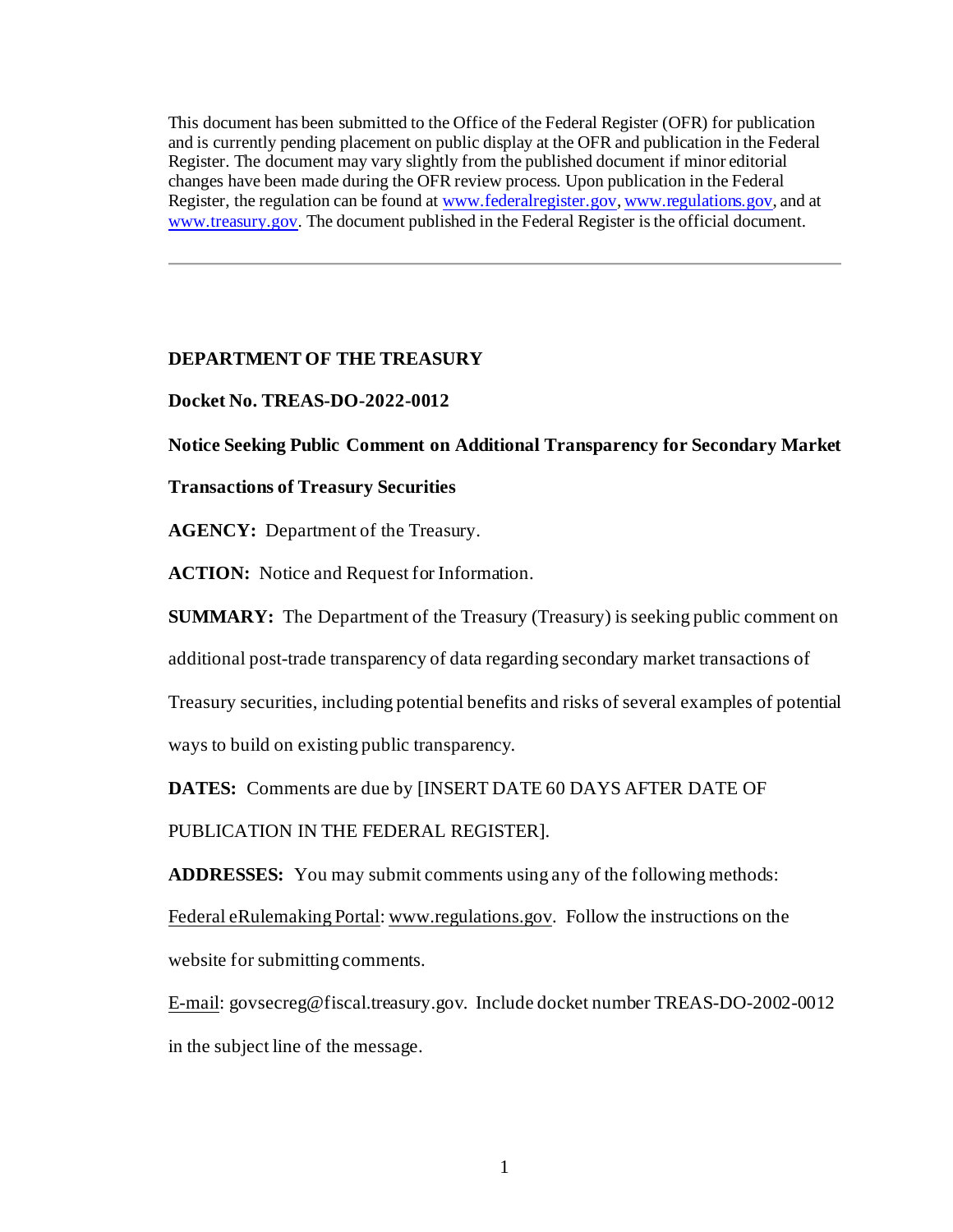This document has been submitted to the Office of the Federal Register (OFR) for publication and is currently pending placement on public display at the OFR and publication in the Federal Register. The document may vary slightly from the published document if minor editorial changes have been made during the OFR review process. Upon publication in the Federal Register, the regulation can be found at www.federalregister.gov, www.regulations.gov, and at www.treasury.gov. The document published in the Federal Register is the official document.

---

**DEPARTMENT OF THE TREASURY**

**Docket No. TREAS-DO-2022-0012**

**Notice Seeking Public Comment on Additional Transparency for Secondary Market Transactions of Treasury Securities**

**AGENCY:** Department of the Treasury.

**ACTION:** Notice and Request for Information.

**SUMMARY:** The Department of the Treasury (Treasury) is seeking public comment on additional post-trade transparency of data regarding secondary market transactions of Treasury securities, including potential benefits and risks of several examples of potential ways to build on existing public transparency.

**DATES:** Comments are due by [INSERT DATE 60 DAYS AFTER DATE OF PUBLICATION IN THE FEDERAL REGISTER].

**ADDRESSES:** You may submit comments using any of the following methods:

Federal eRulemaking Portal: www.regulations.gov. Follow the instructions on the website for submitting comments.

E-mail: govsecreg@fiscal.treasury.gov. Include docket number TREAS-DO-2002-0012 in the subject line of the message.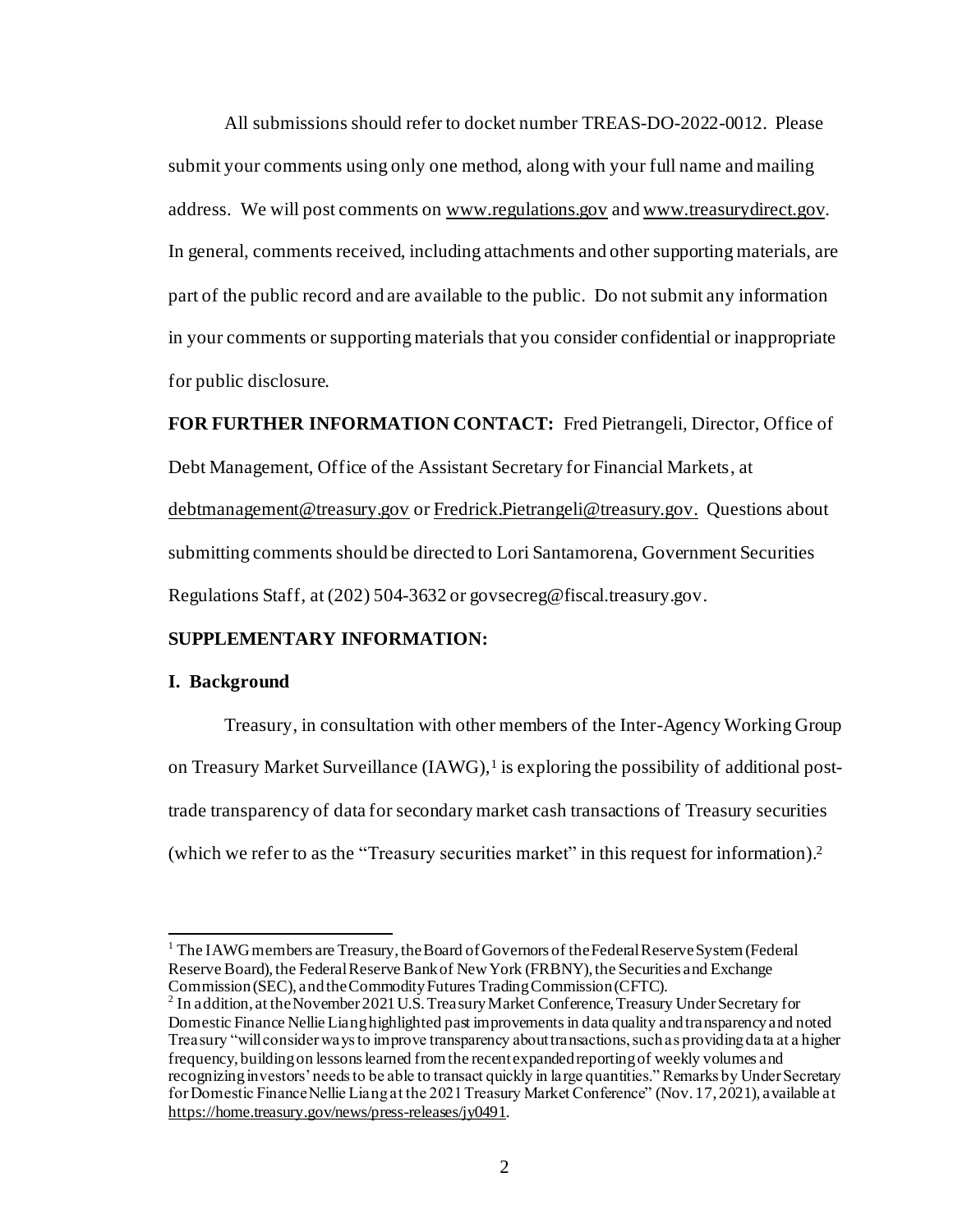All submissions should refer to docket number TREAS-DO-2022-0012. Please submit your comments using only one method, along with your full name and mailing address. We will post comments on www.regulations.gov and www.treasurydirect.gov. In general, comments received, including attachments and other supporting materials, are part of the public record and are available to the public. Do not submit any information in your comments or supporting materials that you consider confidential or inappropriate for public disclosure.

**FOR FURTHER INFORMATION CONTACT:** Fred Pietrangeli, Director, Office of Debt Management, Office of the Assistant Secretary for Financial Markets, at debtmanagement@treasury.gov or Fredrick.Pietrangeli@treasury.gov. Questions about submitting comments should be directed to Lori Santamorena, Government Securities Regulations Staff, at (202) 504-3632 or govsecreg@fiscal.treasury.gov.

**SUPPLEMENTARY INFORMATION:**

**I. Background**

Treasury, in consultation with other members of the Inter-Agency Working Group on Treasury Market Surveillance (IAWG),[1] is exploring the possibility of additional post-trade transparency of data for secondary market cash transactions of Treasury securities (which we refer to as the "Treasury securities market" in this request for information).[2]

---

[1] The IAWG members are Treasury, the Board of Governors of the Federal Reserve System (Federal Reserve Board), the Federal Reserve Bank of New York (FRBNY), the Securities and Exchange Commission (SEC), and the Commodity Futures Trading Commission (CFTC).

[2] In addition, at the November 2021 U.S. Treasury Market Conference, Treasury Under Secretary for Domestic Finance Nellie Liang highlighted past improvements in data quality and transparency and noted Treasury "will consider ways to improve transparency about transactions, such as providing data at a higher frequency, building on lessons learned from the recent expanded reporting of weekly volumes and recognizing investors' needs to be able to transact quickly in large quantities." Remarks by Under Secretary for Domestic Finance Nellie Liang at the 2021 Treasury Market Conference" (Nov. 17, 2021), available at https://home.treasury.gov/news/press-releases/jy0491.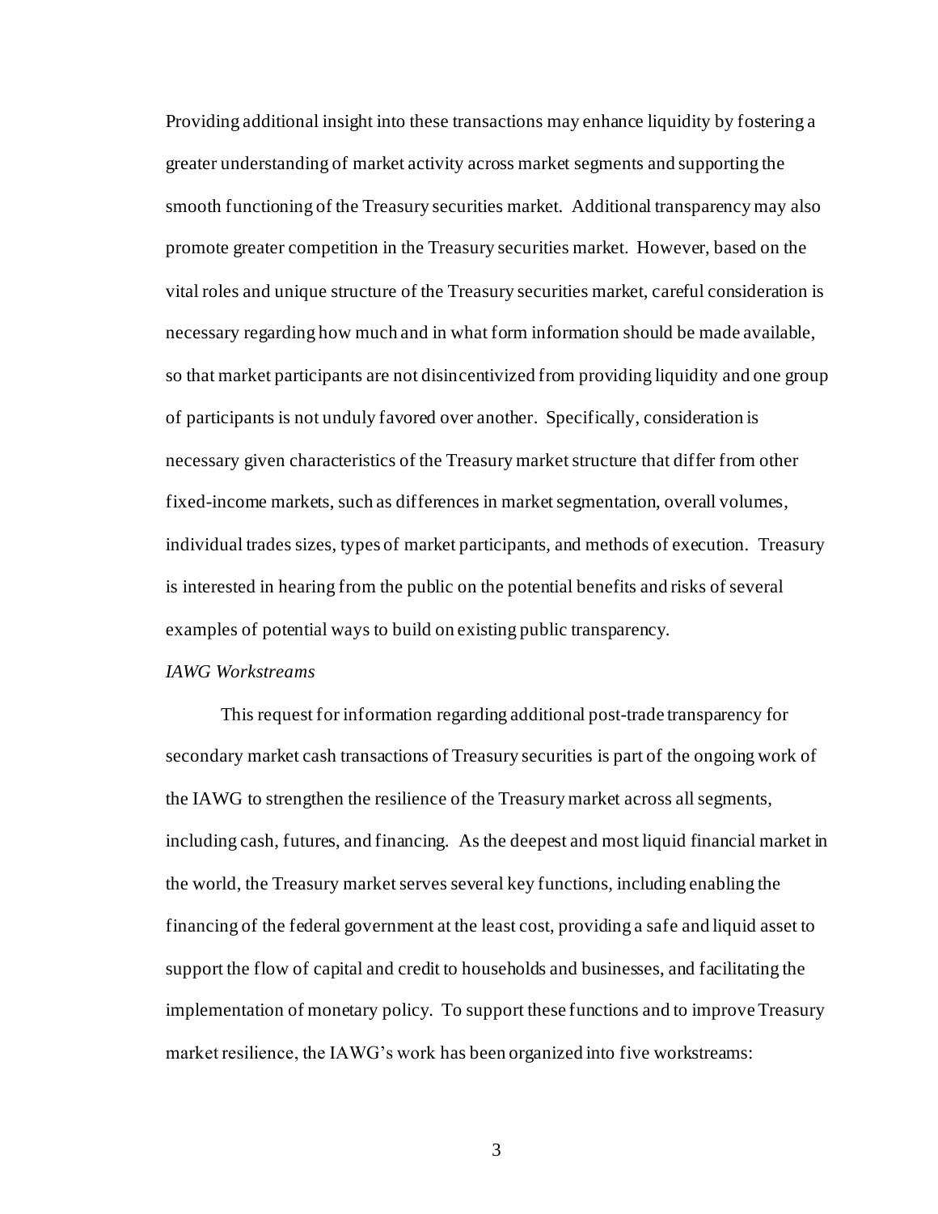Providing additional insight into these transactions may enhance liquidity by fostering a greater understanding of market activity across market segments and supporting the smooth functioning of the Treasury securities market. Additional transparency may also promote greater competition in the Treasury securities market. However, based on the vital roles and unique structure of the Treasury securities market, careful consideration is necessary regarding how much and in what form information should be made available, so that market participants are not disincentivized from providing liquidity and one group of participants is not unduly favored over another. Specifically, consideration is necessary given characteristics of the Treasury market structure that differ from other fixed-income markets, such as differences in market segmentation, overall volumes, individual trades sizes, types of market participants, and methods of execution. Treasury is interested in hearing from the public on the potential benefits and risks of several examples of potential ways to build on existing public transparency.

*IAWG Workstreams*

This request for information regarding additional post-trade transparency for secondary market cash transactions of Treasury securities is part of the ongoing work of the IAWG to strengthen the resilience of the Treasury market across all segments, including cash, futures, and financing. As the deepest and most liquid financial market in the world, the Treasury market serves several key functions, including enabling the financing of the federal government at the least cost, providing a safe and liquid asset to support the flow of capital and credit to households and businesses, and facilitating the implementation of monetary policy. To support these functions and to improve Treasury market resilience, the IAWG's work has been organized into five workstreams: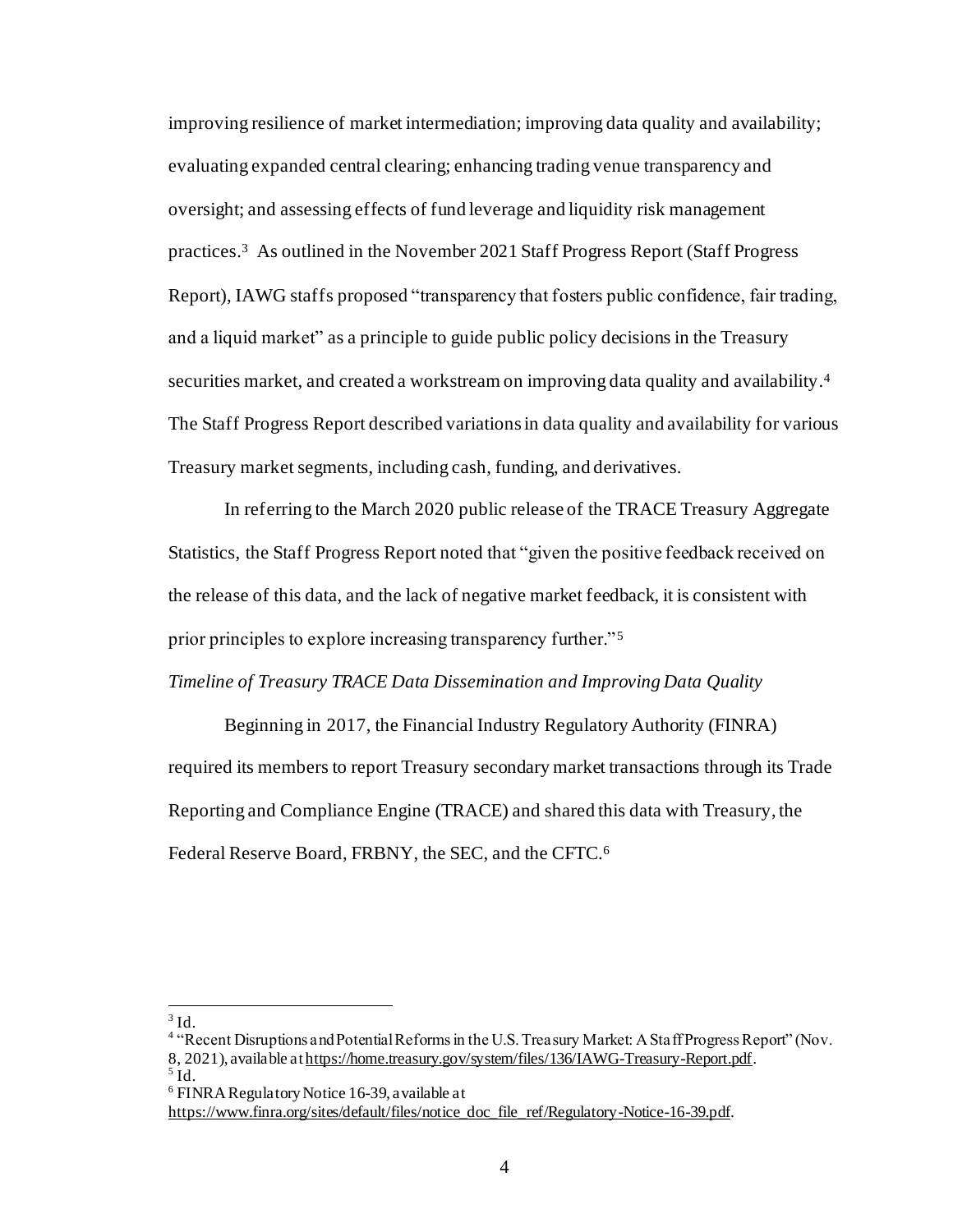improving resilience of market intermediation; improving data quality and availability; evaluating expanded central clearing; enhancing trading venue transparency and oversight; and assessing effects of fund leverage and liquidity risk management practices.[3] As outlined in the November 2021 Staff Progress Report (Staff Progress Report), IAWG staffs proposed "transparency that fosters public confidence, fair trading, and a liquid market" as a principle to guide public policy decisions in the Treasury securities market, and created a workstream on improving data quality and availability.[4] The Staff Progress Report described variations in data quality and availability for various Treasury market segments, including cash, funding, and derivatives.

In referring to the March 2020 public release of the TRACE Treasury Aggregate Statistics, the Staff Progress Report noted that "given the positive feedback received on the release of this data, and the lack of negative market feedback, it is consistent with prior principles to explore increasing transparency further."[5]

*Timeline of Treasury TRACE Data Dissemination and Improving Data Quality*

Beginning in 2017, the Financial Industry Regulatory Authority (FINRA) required its members to report Treasury secondary market transactions through its Trade Reporting and Compliance Engine (TRACE) and shared this data with Treasury, the Federal Reserve Board, FRBNY, the SEC, and the CFTC.[6]

---

[3] Id.

[4] "Recent Disruptions and Potential Reforms in the U.S. Treasury Market: A Staff Progress Report" (Nov. 8, 2021), available at https://home.treasury.gov/system/files/136/IAWG-Treasury-Report.pdf.

[5] Id.

[6] FINRA Regulatory Notice 16-39, available at https://www.finra.org/sites/default/files/notice_doc_file_ref/Regulatory-Notice-16-39.pdf.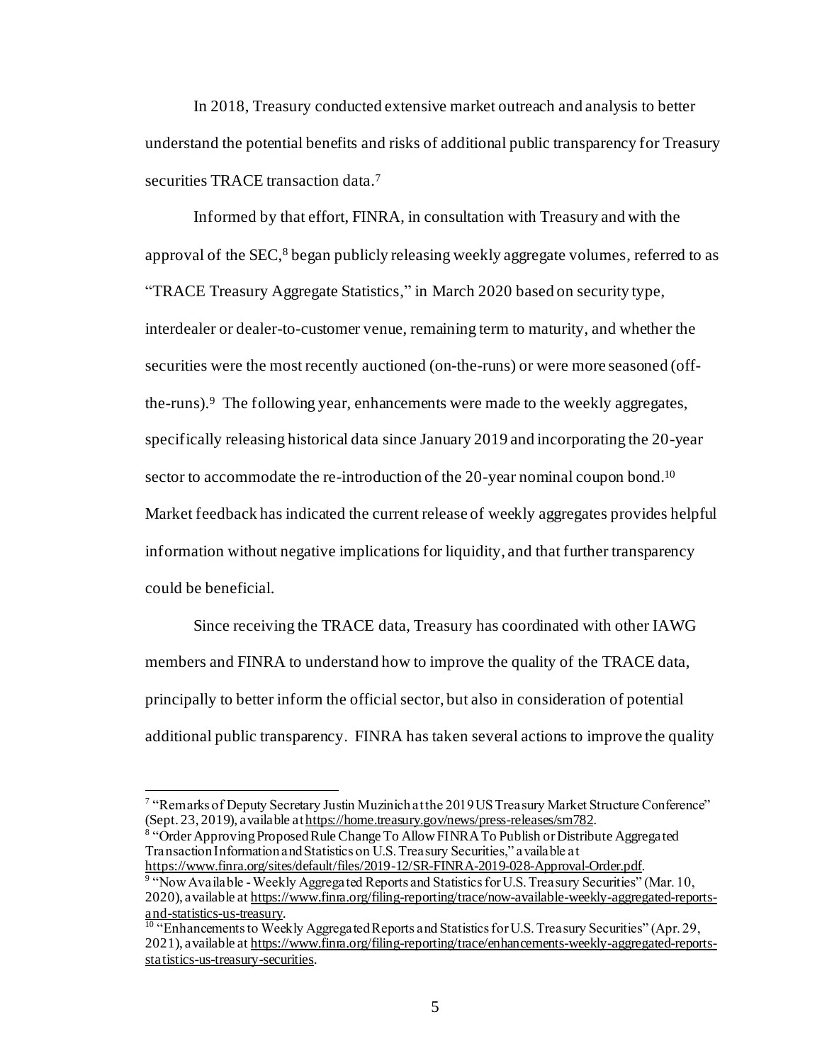In 2018, Treasury conducted extensive market outreach and analysis to better understand the potential benefits and risks of additional public transparency for Treasury securities TRACE transaction data.[7]

Informed by that effort, FINRA, in consultation with Treasury and with the approval of the SEC,[8] began publicly releasing weekly aggregate volumes, referred to as "TRACE Treasury Aggregate Statistics," in March 2020 based on security type, interdealer or dealer-to-customer venue, remaining term to maturity, and whether the securities were the most recently auctioned (on-the-runs) or were more seasoned (off-the-runs).[9] The following year, enhancements were made to the weekly aggregates, specifically releasing historical data since January 2019 and incorporating the 20-year sector to accommodate the re-introduction of the 20-year nominal coupon bond.[10] Market feedback has indicated the current release of weekly aggregates provides helpful information without negative implications for liquidity, and that further transparency could be beneficial.

Since receiving the TRACE data, Treasury has coordinated with other IAWG members and FINRA to understand how to improve the quality of the TRACE data, principally to better inform the official sector, but also in consideration of potential additional public transparency. FINRA has taken several actions to improve the quality

---

[7] "Remarks of Deputy Secretary Justin Muzinich at the 2019 US Treasury Market Structure Conference" (Sept. 23, 2019), available at https://home.treasury.gov/news/press-releases/sm782.

[8] "Order Approving Proposed Rule Change To Allow FINRA To Publish or Distribute Aggregated Transaction Information and Statistics on U.S. Treasury Securities," available at https://www.finra.org/sites/default/files/2019-12/SR-FINRA-2019-028-Approval-Order.pdf.

[9] "Now Available - Weekly Aggregated Reports and Statistics for U.S. Treasury Securities" (Mar. 10, 2020), available at https://www.finra.org/filing-reporting/trace/now-available-weekly-aggregated-reports-and-statistics-us-treasury.

[10] "Enhancements to Weekly Aggregated Reports and Statistics for U.S. Treasury Securities" (Apr. 29, 2021), available at https://www.finra.org/filing-reporting/trace/enhancements-weekly-aggregated-reports-statistics-us-treasury-securities.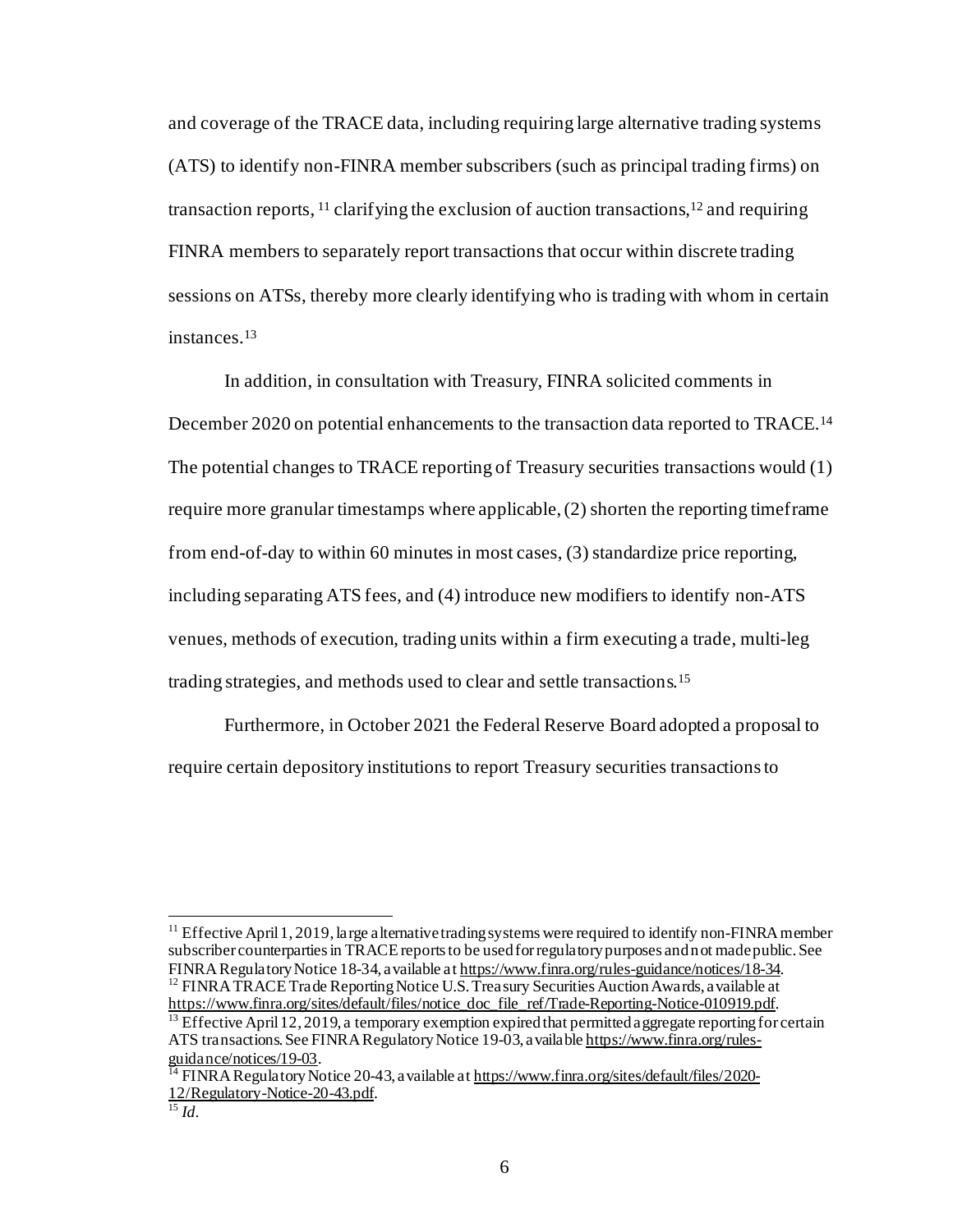and coverage of the TRACE data, including requiring large alternative trading systems (ATS) to identify non-FINRA member subscribers (such as principal trading firms) on transaction reports, [11] clarifying the exclusion of auction transactions,[12] and requiring FINRA members to separately report transactions that occur within discrete trading sessions on ATSs, thereby more clearly identifying who is trading with whom in certain instances.[13]

In addition, in consultation with Treasury, FINRA solicited comments in December 2020 on potential enhancements to the transaction data reported to TRACE.[14] The potential changes to TRACE reporting of Treasury securities transactions would (1) require more granular timestamps where applicable, (2) shorten the reporting timeframe from end-of-day to within 60 minutes in most cases, (3) standardize price reporting, including separating ATS fees, and (4) introduce new modifiers to identify non-ATS venues, methods of execution, trading units within a firm executing a trade, multi-leg trading strategies, and methods used to clear and settle transactions.[15]

Furthermore, in October 2021 the Federal Reserve Board adopted a proposal to require certain depository institutions to report Treasury securities transactions to

---

[11] Effective April 1, 2019, large alternative trading systems were required to identify non-FINRA member subscriber counterparties in TRACE reports to be used for regulatory purposes and not made public. See FINRA Regulatory Notice 18-34, available at https://www.finra.org/rules-guidance/notices/18-34.

[12] FINRA TRACE Trade Reporting Notice U.S. Treasury Securities Auction Awards, available at https://www.finra.org/sites/default/files/notice_doc_file_ref/Trade-Reporting-Notice-010919.pdf.

[13] Effective April 12, 2019, a temporary exemption expired that permitted aggregate reporting for certain ATS transactions. See FINRA Regulatory Notice 19-03, available https://www.finra.org/rules-guidance/notices/19-03.

[14] FINRA Regulatory Notice 20-43, available at https://www.finra.org/sites/default/files/2020-12/Regulatory-Notice-20-43.pdf.

[15] *Id*.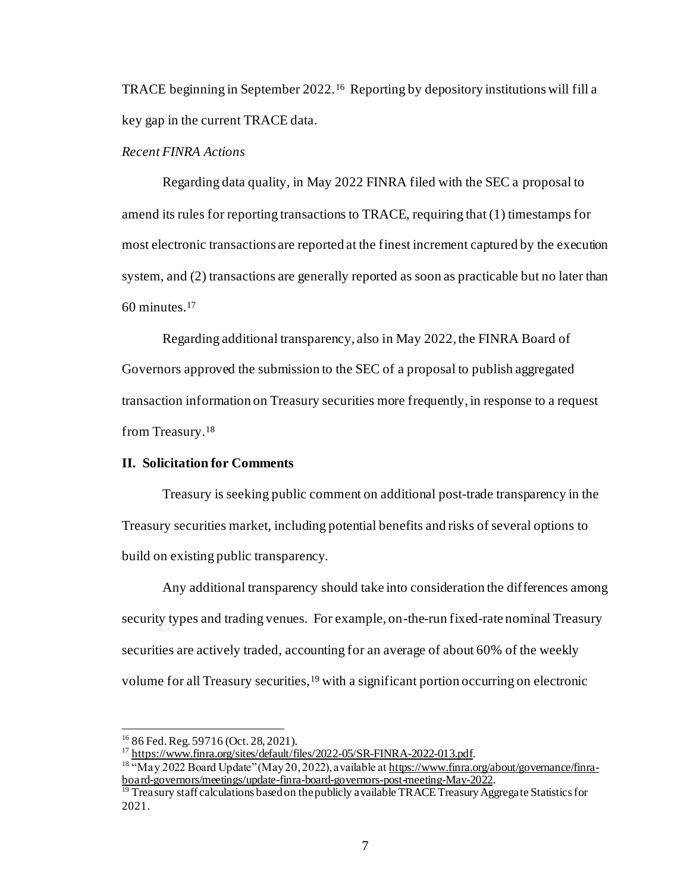TRACE beginning in September 2022.[16] Reporting by depository institutions will fill a key gap in the current TRACE data.

*Recent FINRA Actions*

Regarding data quality, in May 2022 FINRA filed with the SEC a proposal to amend its rules for reporting transactions to TRACE, requiring that (1) timestamps for most electronic transactions are reported at the finest increment captured by the execution system, and (2) transactions are generally reported as soon as practicable but no later than 60 minutes.[17]

Regarding additional transparency, also in May 2022, the FINRA Board of Governors approved the submission to the SEC of a proposal to publish aggregated transaction information on Treasury securities more frequently, in response to a request from Treasury.[18]

## II. Solicitation for Comments

Treasury is seeking public comment on additional post-trade transparency in the Treasury securities market, including potential benefits and risks of several options to build on existing public transparency.

Any additional transparency should take into consideration the differences among security types and trading venues. For example, on-the-run fixed-rate nominal Treasury securities are actively traded, accounting for an average of about 60% of the weekly volume for all Treasury securities,[19] with a significant portion occurring on electronic

---

[16] 86 Fed. Reg. 59716 (Oct. 28, 2021).

[17] https://www.finra.org/sites/default/files/2022-05/SR-FINRA-2022-013.pdf.

[18] "May 2022 Board Update" (May 20, 2022), available at https://www.finra.org/about/governance/finra-board-governors/meetings/update-finra-board-governors-post-meeting-May-2022.

[19] Treasury staff calculations based on the publicly available TRACE Treasury Aggregate Statistics for 2021.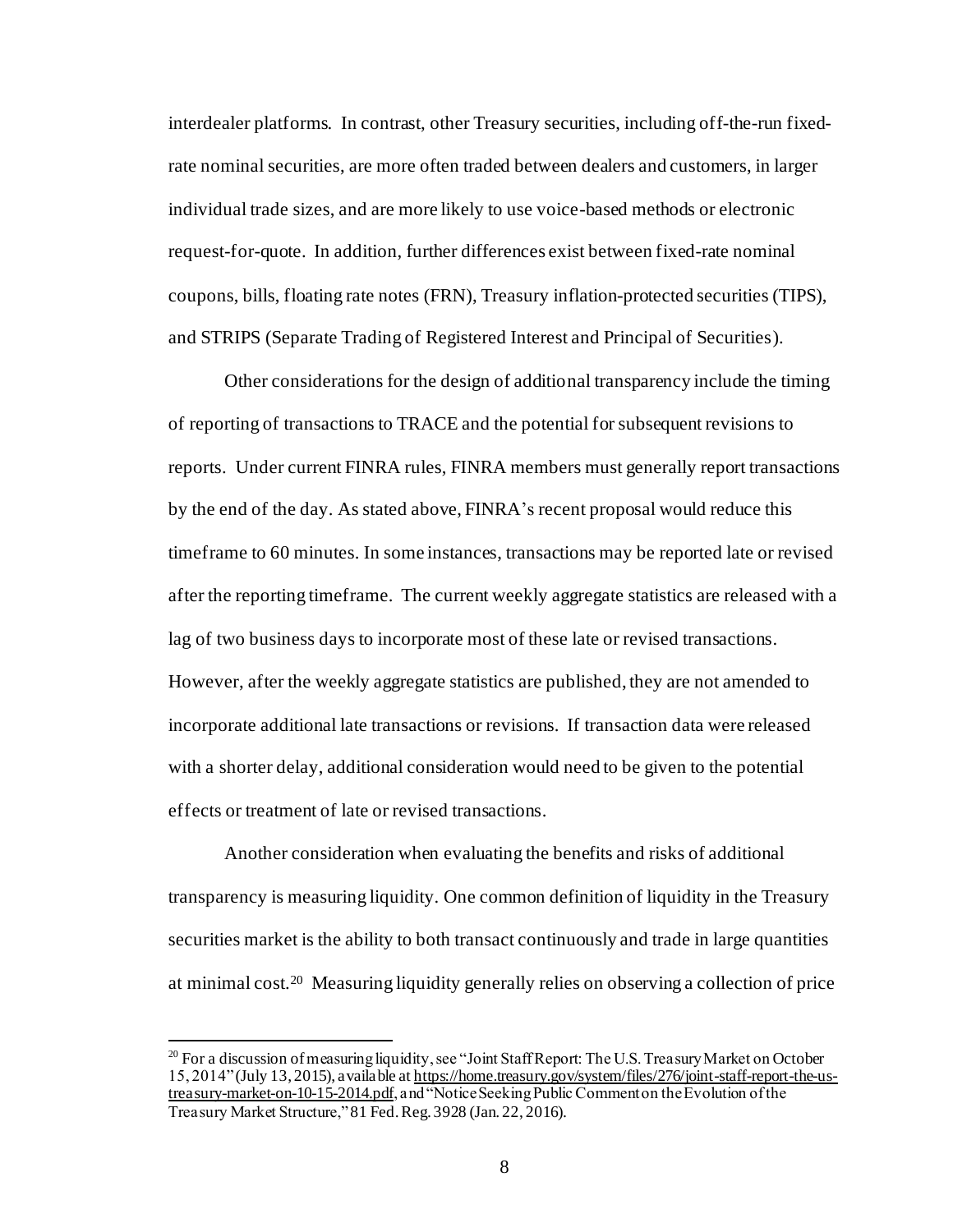interdealer platforms. In contrast, other Treasury securities, including off-the-run fixed-rate nominal securities, are more often traded between dealers and customers, in larger individual trade sizes, and are more likely to use voice-based methods or electronic request-for-quote. In addition, further differences exist between fixed-rate nominal coupons, bills, floating rate notes (FRN), Treasury inflation-protected securities (TIPS), and STRIPS (Separate Trading of Registered Interest and Principal of Securities).

Other considerations for the design of additional transparency include the timing of reporting of transactions to TRACE and the potential for subsequent revisions to reports. Under current FINRA rules, FINRA members must generally report transactions by the end of the day. As stated above, FINRA's recent proposal would reduce this timeframe to 60 minutes. In some instances, transactions may be reported late or revised after the reporting timeframe. The current weekly aggregate statistics are released with a lag of two business days to incorporate most of these late or revised transactions. However, after the weekly aggregate statistics are published, they are not amended to incorporate additional late transactions or revisions. If transaction data were released with a shorter delay, additional consideration would need to be given to the potential effects or treatment of late or revised transactions.

Another consideration when evaluating the benefits and risks of additional transparency is measuring liquidity. One common definition of liquidity in the Treasury securities market is the ability to both transact continuously and trade in large quantities at minimal cost.[20] Measuring liquidity generally relies on observing a collection of price

[20] For a discussion of measuring liquidity, see "Joint Staff Report: The U.S. Treasury Market on October 15, 2014" (July 13, 2015), available at https://home.treasury.gov/system/files/276/joint-staff-report-the-us-treasury-market-on-10-15-2014.pdf, and "Notice Seeking Public Comment on the Evolution of the Treasury Market Structure," 81 Fed. Reg. 3928 (Jan. 22, 2016).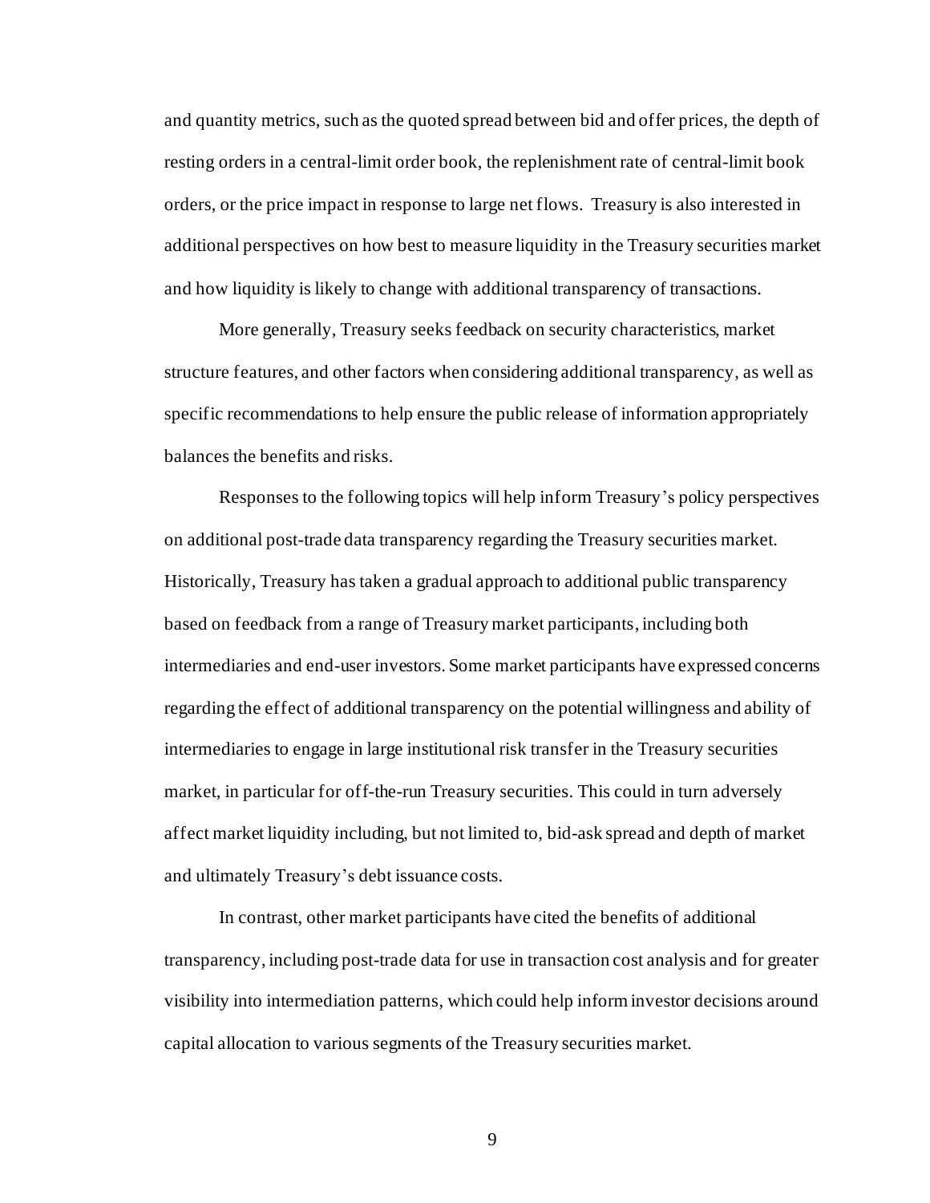and quantity metrics, such as the quoted spread between bid and offer prices, the depth of resting orders in a central-limit order book, the replenishment rate of central-limit book orders, or the price impact in response to large net flows. Treasury is also interested in additional perspectives on how best to measure liquidity in the Treasury securities market and how liquidity is likely to change with additional transparency of transactions.

More generally, Treasury seeks feedback on security characteristics, market structure features, and other factors when considering additional transparency, as well as specific recommendations to help ensure the public release of information appropriately balances the benefits and risks.

Responses to the following topics will help inform Treasury's policy perspectives on additional post-trade data transparency regarding the Treasury securities market. Historically, Treasury has taken a gradual approach to additional public transparency based on feedback from a range of Treasury market participants, including both intermediaries and end-user investors. Some market participants have expressed concerns regarding the effect of additional transparency on the potential willingness and ability of intermediaries to engage in large institutional risk transfer in the Treasury securities market, in particular for off-the-run Treasury securities. This could in turn adversely affect market liquidity including, but not limited to, bid-ask spread and depth of market and ultimately Treasury's debt issuance costs.

In contrast, other market participants have cited the benefits of additional transparency, including post-trade data for use in transaction cost analysis and for greater visibility into intermediation patterns, which could help inform investor decisions around capital allocation to various segments of the Treasury securities market.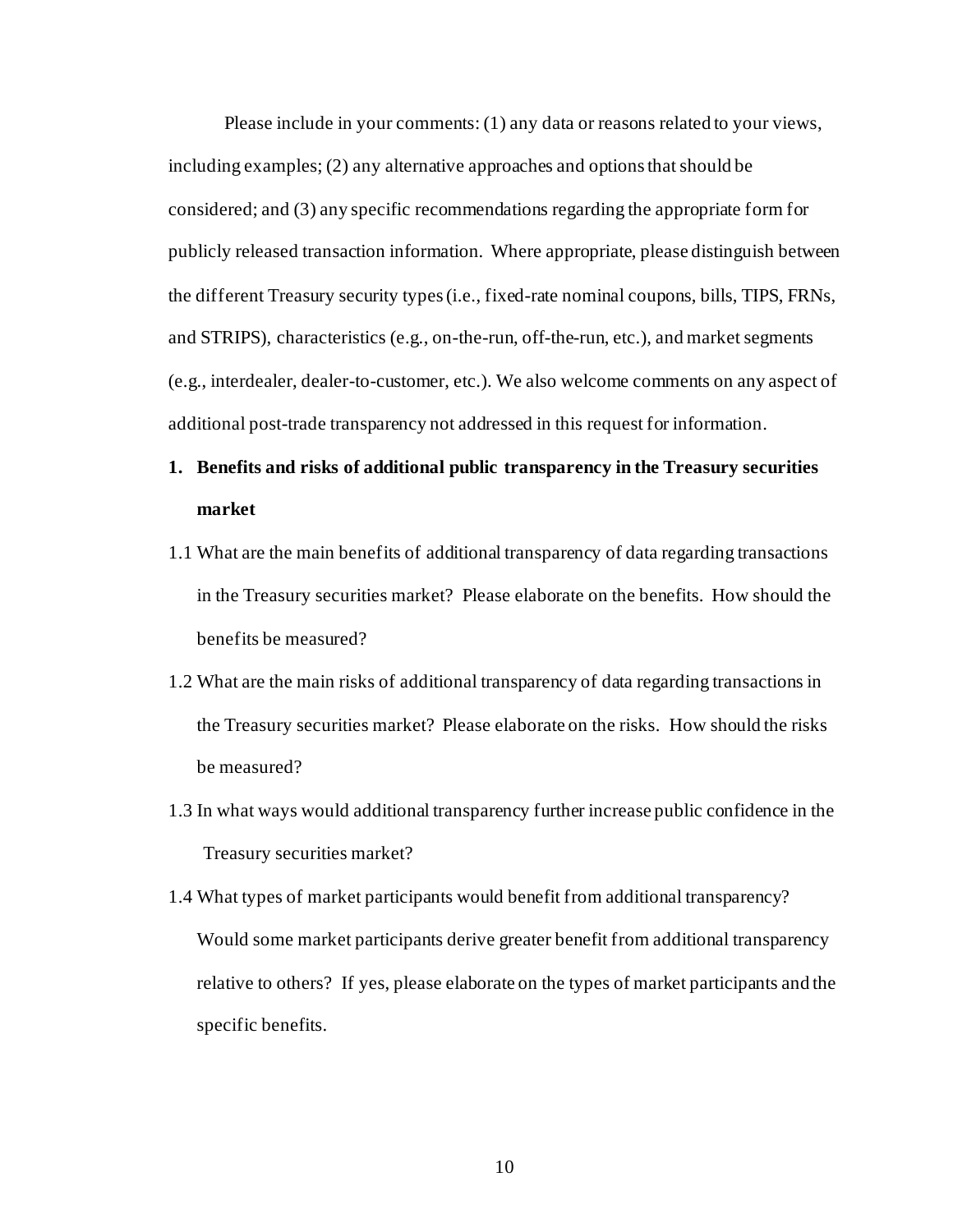Please include in your comments: (1) any data or reasons related to your views, including examples; (2) any alternative approaches and options that should be considered; and (3) any specific recommendations regarding the appropriate form for publicly released transaction information. Where appropriate, please distinguish between the different Treasury security types (i.e., fixed-rate nominal coupons, bills, TIPS, FRNs, and STRIPS), characteristics (e.g., on-the-run, off-the-run, etc.), and market segments (e.g., interdealer, dealer-to-customer, etc.). We also welcome comments on any aspect of additional post-trade transparency not addressed in this request for information.

## 1. Benefits and risks of additional public transparency in the Treasury securities market

1.1 What are the main benefits of additional transparency of data regarding transactions in the Treasury securities market? Please elaborate on the benefits. How should the benefits be measured?

1.2 What are the main risks of additional transparency of data regarding transactions in the Treasury securities market? Please elaborate on the risks. How should the risks be measured?

1.3 In what ways would additional transparency further increase public confidence in the Treasury securities market?

1.4 What types of market participants would benefit from additional transparency? Would some market participants derive greater benefit from additional transparency relative to others? If yes, please elaborate on the types of market participants and the specific benefits.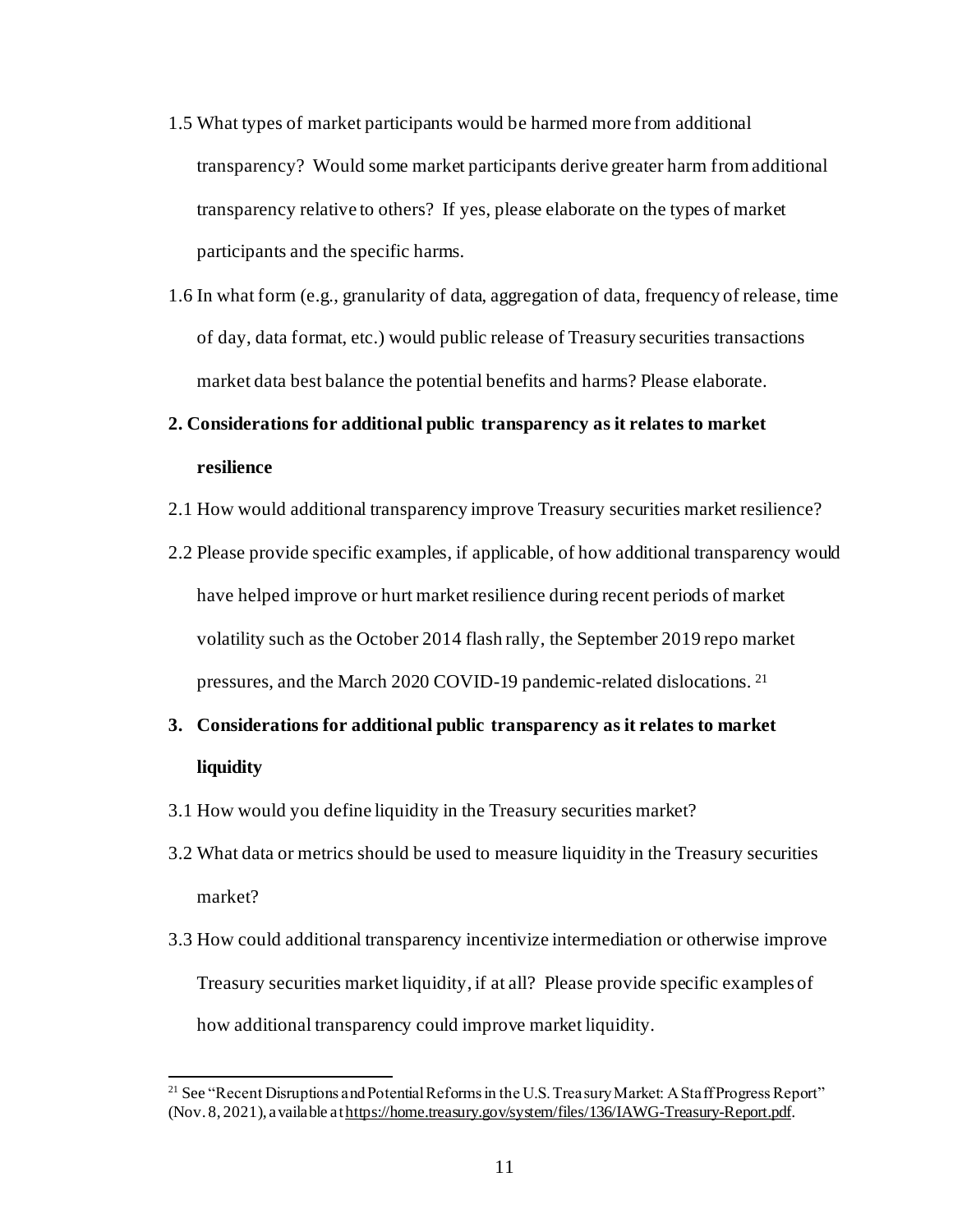1.5 What types of market participants would be harmed more from additional transparency? Would some market participants derive greater harm from additional transparency relative to others? If yes, please elaborate on the types of market participants and the specific harms.

1.6 In what form (e.g., granularity of data, aggregation of data, frequency of release, time of day, data format, etc.) would public release of Treasury securities transactions market data best balance the potential benefits and harms? Please elaborate.

**2. Considerations for additional public transparency as it relates to market resilience**

2.1 How would additional transparency improve Treasury securities market resilience?

2.2 Please provide specific examples, if applicable, of how additional transparency would have helped improve or hurt market resilience during recent periods of market volatility such as the October 2014 flash rally, the September 2019 repo market pressures, and the March 2020 COVID-19 pandemic-related dislocations.[21]

**3. Considerations for additional public transparency as it relates to market liquidity**

3.1 How would you define liquidity in the Treasury securities market?

3.2 What data or metrics should be used to measure liquidity in the Treasury securities market?

3.3 How could additional transparency incentivize intermediation or otherwise improve Treasury securities market liquidity, if at all? Please provide specific examples of how additional transparency could improve market liquidity.

---

[21] See "Recent Disruptions and Potential Reforms in the U.S. Treasury Market: A Staff Progress Report" (Nov. 8, 2021), available at https://home.treasury.gov/system/files/136/IAWG-Treasury-Report.pdf.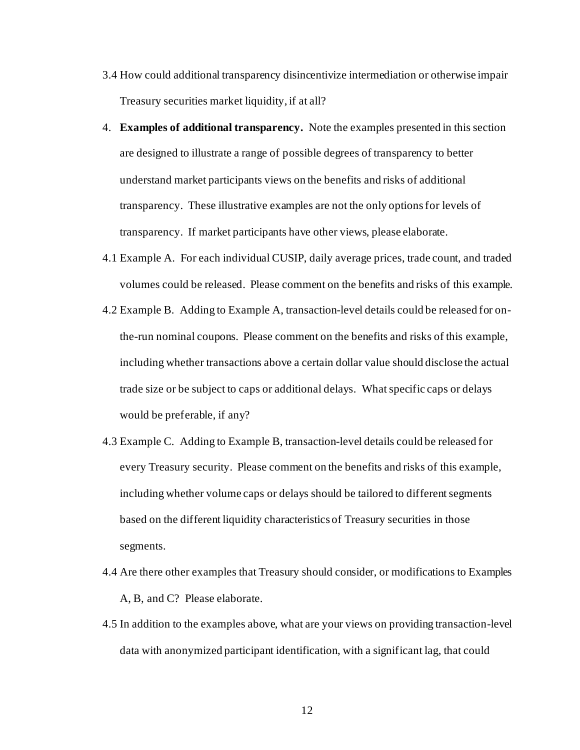3.4 How could additional transparency disincentivize intermediation or otherwise impair Treasury securities market liquidity, if at all?

4. **Examples of additional transparency.** Note the examples presented in this section are designed to illustrate a range of possible degrees of transparency to better understand market participants views on the benefits and risks of additional transparency. These illustrative examples are not the only options for levels of transparency. If market participants have other views, please elaborate.

4.1 Example A. For each individual CUSIP, daily average prices, trade count, and traded volumes could be released. Please comment on the benefits and risks of this example.

4.2 Example B. Adding to Example A, transaction-level details could be released for on-the-run nominal coupons. Please comment on the benefits and risks of this example, including whether transactions above a certain dollar value should disclose the actual trade size or be subject to caps or additional delays. What specific caps or delays would be preferable, if any?

4.3 Example C. Adding to Example B, transaction-level details could be released for every Treasury security. Please comment on the benefits and risks of this example, including whether volume caps or delays should be tailored to different segments based on the different liquidity characteristics of Treasury securities in those segments.

4.4 Are there other examples that Treasury should consider, or modifications to Examples A, B, and C? Please elaborate.

4.5 In addition to the examples above, what are your views on providing transaction-level data with anonymized participant identification, with a significant lag, that could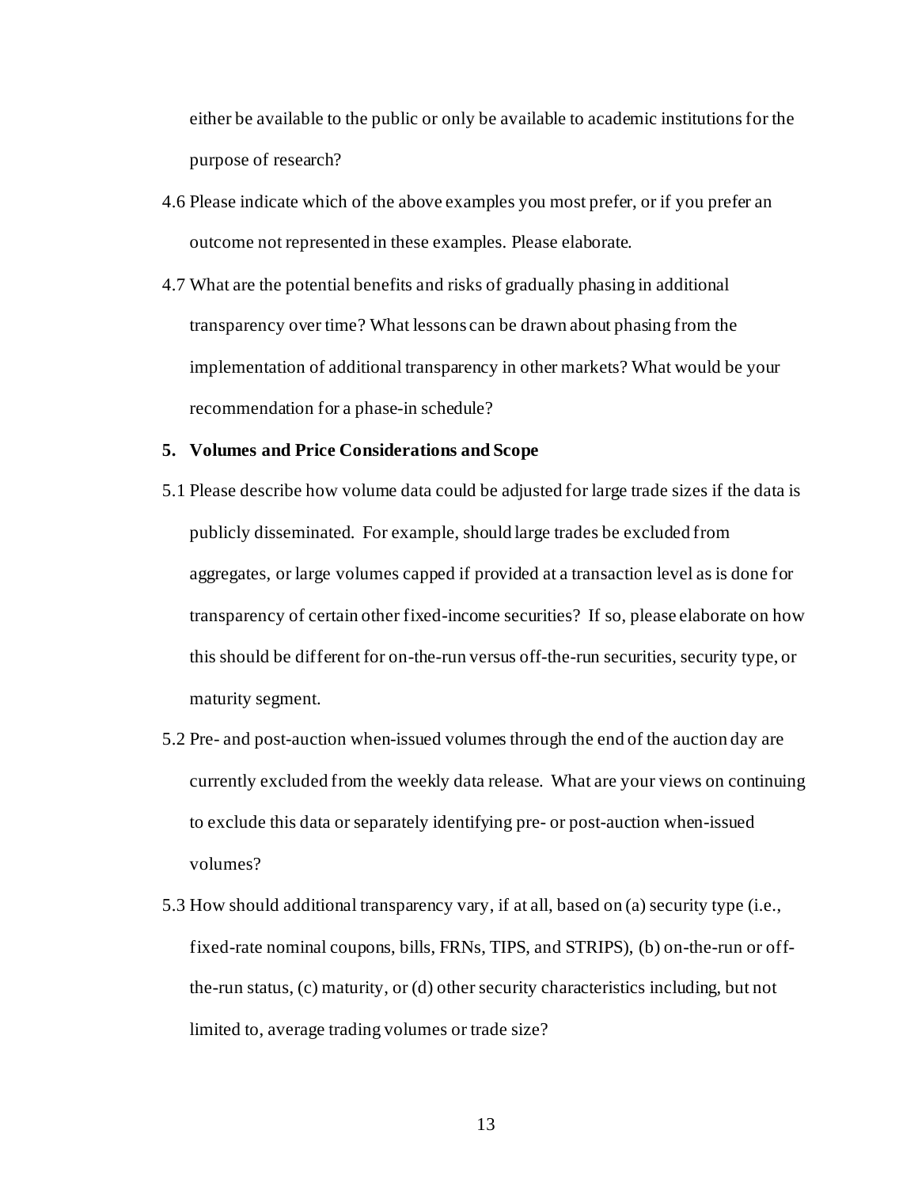either be available to the public or only be available to academic institutions for the purpose of research?

4.6 Please indicate which of the above examples you most prefer, or if you prefer an outcome not represented in these examples. Please elaborate.

4.7 What are the potential benefits and risks of gradually phasing in additional transparency over time? What lessons can be drawn about phasing from the implementation of additional transparency in other markets? What would be your recommendation for a phase-in schedule?

## 5. Volumes and Price Considerations and Scope

5.1 Please describe how volume data could be adjusted for large trade sizes if the data is publicly disseminated. For example, should large trades be excluded from aggregates, or large volumes capped if provided at a transaction level as is done for transparency of certain other fixed-income securities? If so, please elaborate on how this should be different for on-the-run versus off-the-run securities, security type, or maturity segment.

5.2 Pre- and post-auction when-issued volumes through the end of the auction day are currently excluded from the weekly data release. What are your views on continuing to exclude this data or separately identifying pre- or post-auction when-issued volumes?

5.3 How should additional transparency vary, if at all, based on (a) security type (i.e., fixed-rate nominal coupons, bills, FRNs, TIPS, and STRIPS), (b) on-the-run or off-the-run status, (c) maturity, or (d) other security characteristics including, but not limited to, average trading volumes or trade size?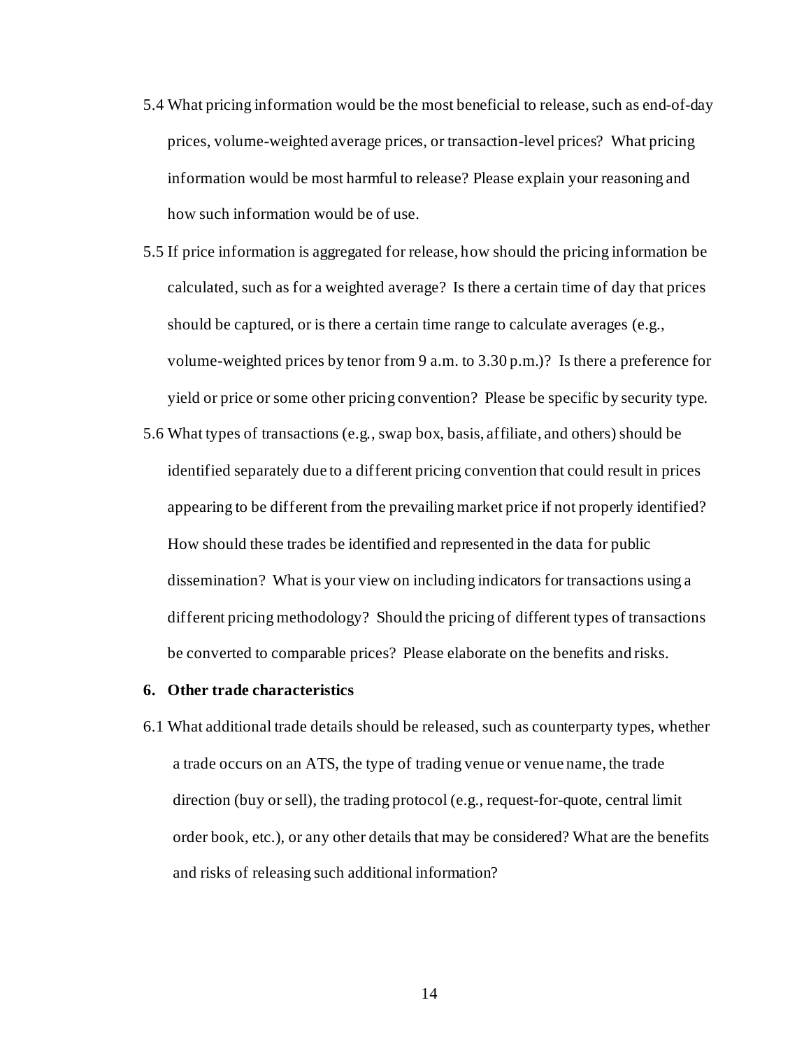5.4 What pricing information would be the most beneficial to release, such as end-of-day prices, volume-weighted average prices, or transaction-level prices? What pricing information would be most harmful to release? Please explain your reasoning and how such information would be of use.

5.5 If price information is aggregated for release, how should the pricing information be calculated, such as for a weighted average? Is there a certain time of day that prices should be captured, or is there a certain time range to calculate averages (e.g., volume-weighted prices by tenor from 9 a.m. to 3.30 p.m.)? Is there a preference for yield or price or some other pricing convention? Please be specific by security type.

5.6 What types of transactions (e.g., swap box, basis, affiliate, and others) should be identified separately due to a different pricing convention that could result in prices appearing to be different from the prevailing market price if not properly identified? How should these trades be identified and represented in the data for public dissemination? What is your view on including indicators for transactions using a different pricing methodology? Should the pricing of different types of transactions be converted to comparable prices? Please elaborate on the benefits and risks.

**6. Other trade characteristics**

6.1 What additional trade details should be released, such as counterparty types, whether a trade occurs on an ATS, the type of trading venue or venue name, the trade direction (buy or sell), the trading protocol (e.g., request-for-quote, central limit order book, etc.), or any other details that may be considered? What are the benefits and risks of releasing such additional information?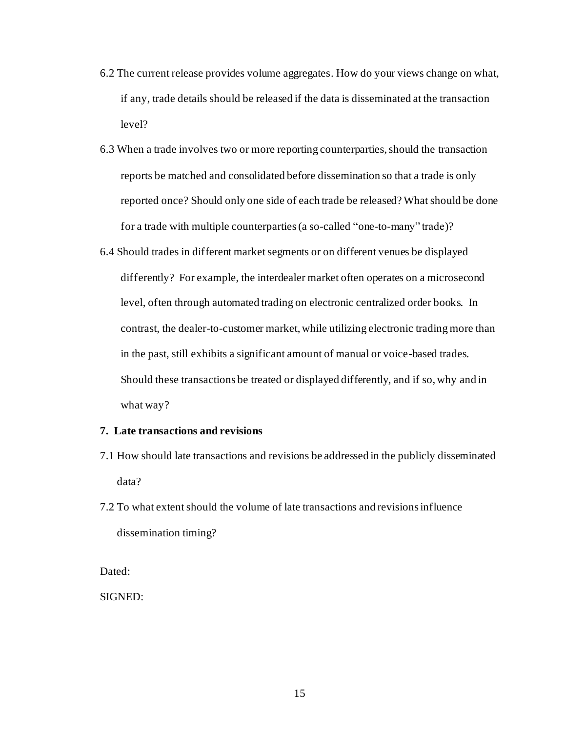6.2 The current release provides volume aggregates. How do your views change on what, if any, trade details should be released if the data is disseminated at the transaction level?

6.3 When a trade involves two or more reporting counterparties, should the transaction reports be matched and consolidated before dissemination so that a trade is only reported once? Should only one side of each trade be released? What should be done for a trade with multiple counterparties (a so-called "one-to-many" trade)?

6.4 Should trades in different market segments or on different venues be displayed differently? For example, the interdealer market often operates on a microsecond level, often through automated trading on electronic centralized order books. In contrast, the dealer-to-customer market, while utilizing electronic trading more than in the past, still exhibits a significant amount of manual or voice-based trades. Should these transactions be treated or displayed differently, and if so, why and in what way?

**7. Late transactions and revisions**

7.1 How should late transactions and revisions be addressed in the publicly disseminated data?

7.2 To what extent should the volume of late transactions and revisions influence dissemination timing?

Dated:

SIGNED: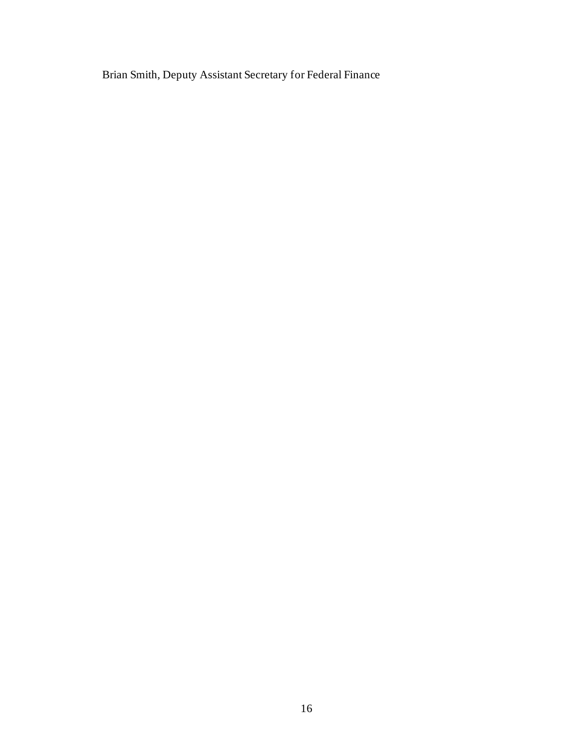Brian Smith, Deputy Assistant Secretary for Federal Finance